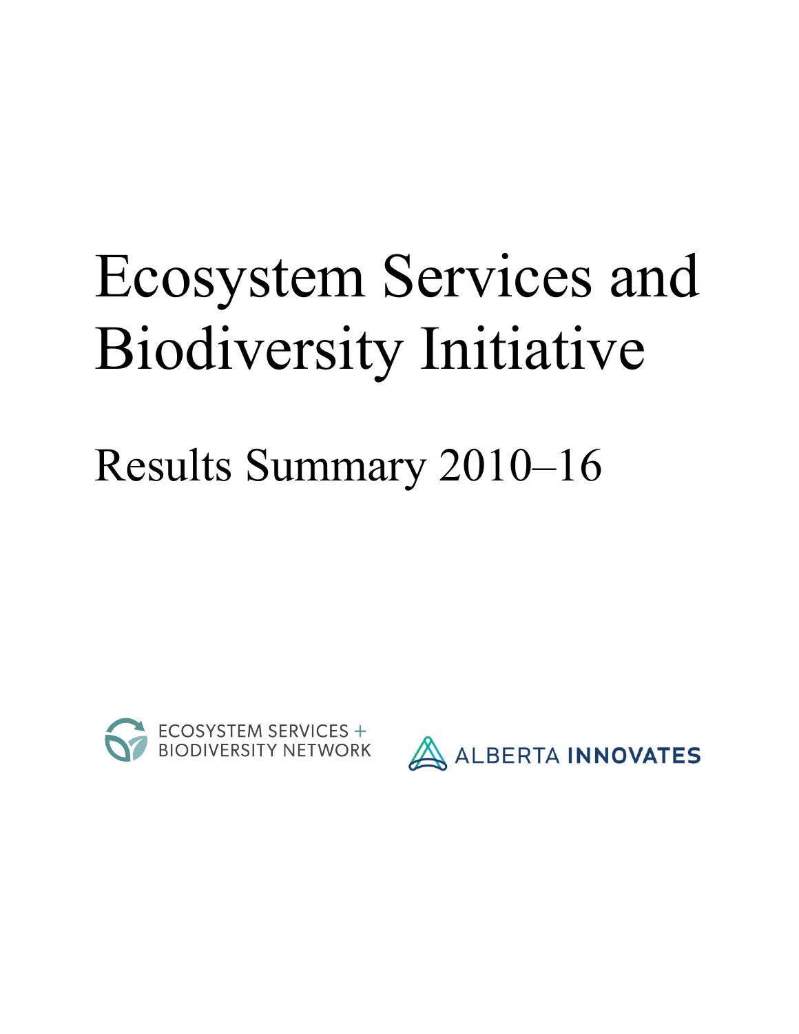# Ecosystem Services and Biodiversity Initiative

## Results Summary 2010–16

ECOSYSTEM SERVICES + BIODIVERSITY NETWORK

ALBERTA INNOVATES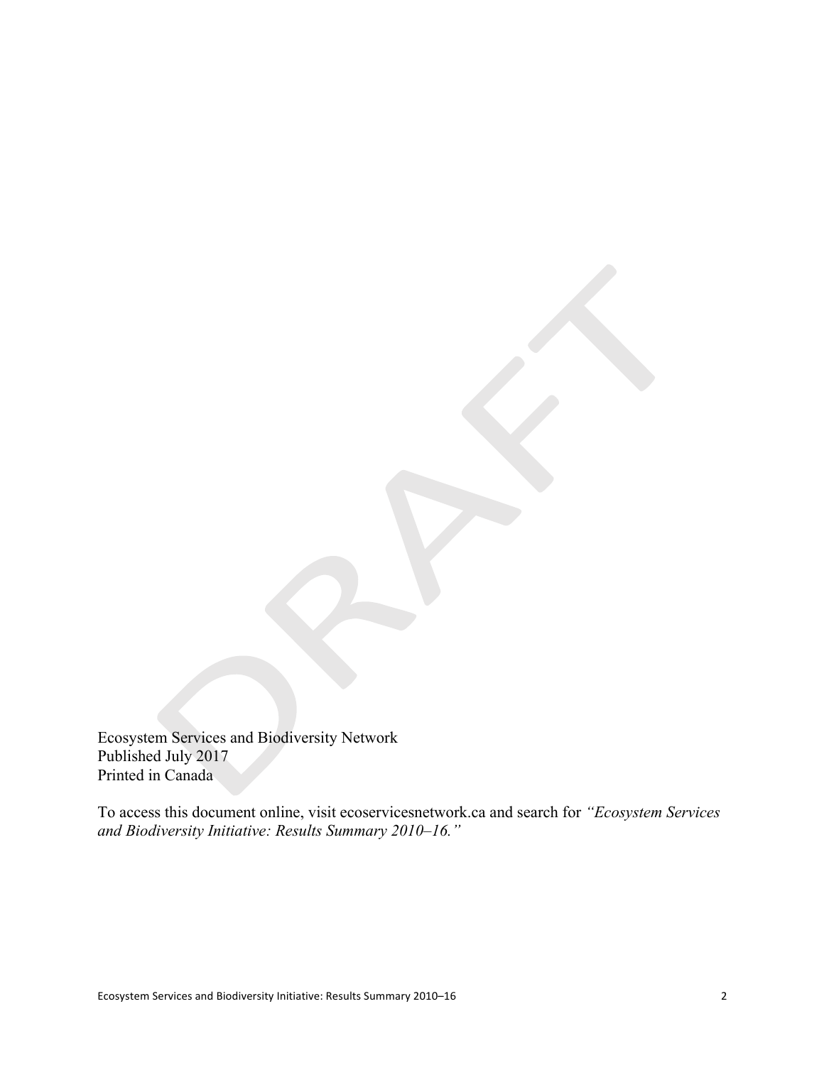Ecosystem Services and Biodiversity Network
Published July 2017
Printed in Canada

To access this document online, visit ecoservicesnetwork.ca and search for *"Ecosystem Services and Biodiversity Initiative: Results Summary 2010–16."*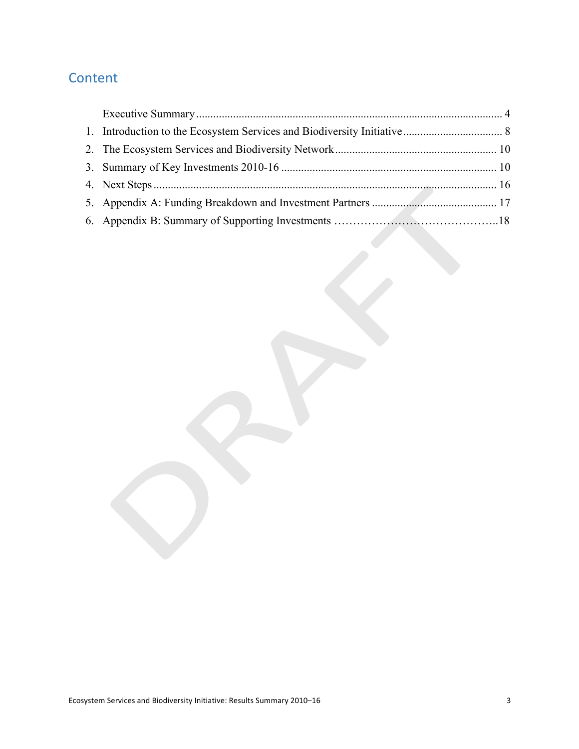## Content

Executive Summary ........................................................................................................... 4

1. Introduction to the Ecosystem Services and Biodiversity Initiative .................................. 8
2. The Ecosystem Services and Biodiversity Network ........................................................ 10
3. Summary of Key Investments 2010-16 ........................................................................... 10
4. Next Steps ....................................................................................................................... 16
5. Appendix A: Funding Breakdown and Investment Partners ............................................ 17
6. Appendix B: Summary of Supporting Investments ……………………………………..18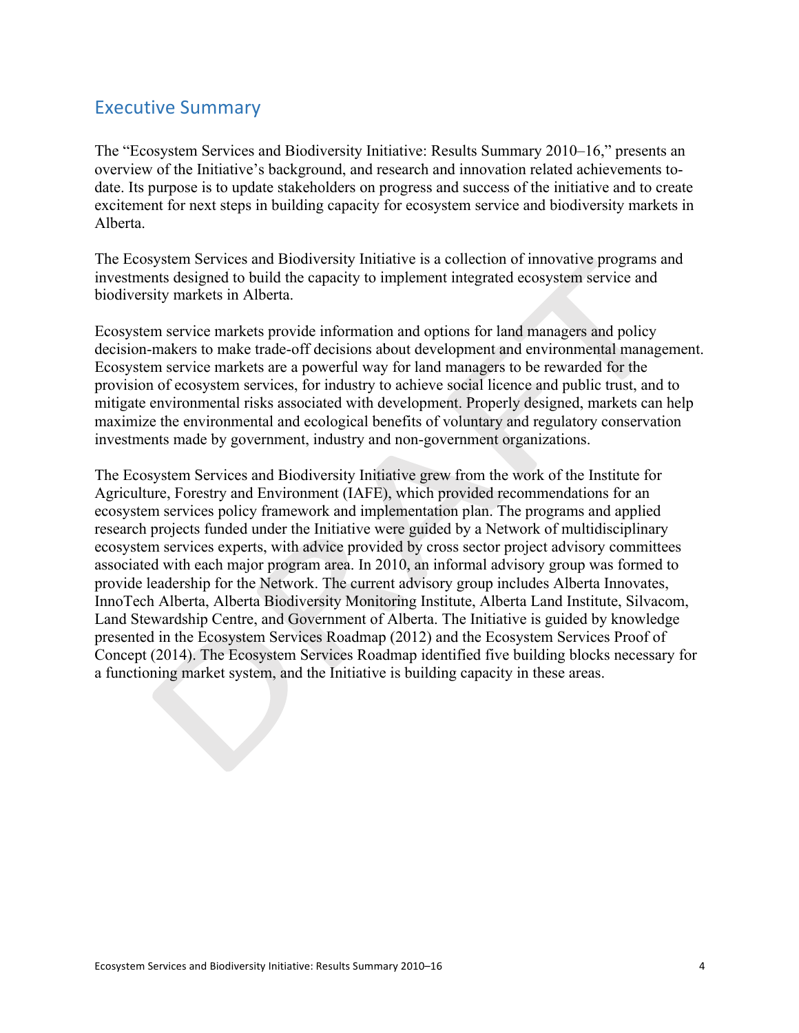## Executive Summary

The "Ecosystem Services and Biodiversity Initiative: Results Summary 2010–16," presents an overview of the Initiative's background, and research and innovation related achievements to-date. Its purpose is to update stakeholders on progress and success of the initiative and to create excitement for next steps in building capacity for ecosystem service and biodiversity markets in Alberta.

The Ecosystem Services and Biodiversity Initiative is a collection of innovative programs and investments designed to build the capacity to implement integrated ecosystem service and biodiversity markets in Alberta.

Ecosystem service markets provide information and options for land managers and policy decision-makers to make trade-off decisions about development and environmental management. Ecosystem service markets are a powerful way for land managers to be rewarded for the provision of ecosystem services, for industry to achieve social licence and public trust, and to mitigate environmental risks associated with development. Properly designed, markets can help maximize the environmental and ecological benefits of voluntary and regulatory conservation investments made by government, industry and non-government organizations.

The Ecosystem Services and Biodiversity Initiative grew from the work of the Institute for Agriculture, Forestry and Environment (IAFE), which provided recommendations for an ecosystem services policy framework and implementation plan. The programs and applied research projects funded under the Initiative were guided by a Network of multidisciplinary ecosystem services experts, with advice provided by cross sector project advisory committees associated with each major program area. In 2010, an informal advisory group was formed to provide leadership for the Network. The current advisory group includes Alberta Innovates, InnoTech Alberta, Alberta Biodiversity Monitoring Institute, Alberta Land Institute, Silvacom, Land Stewardship Centre, and Government of Alberta. The Initiative is guided by knowledge presented in the Ecosystem Services Roadmap (2012) and the Ecosystem Services Proof of Concept (2014). The Ecosystem Services Roadmap identified five building blocks necessary for a functioning market system, and the Initiative is building capacity in these areas.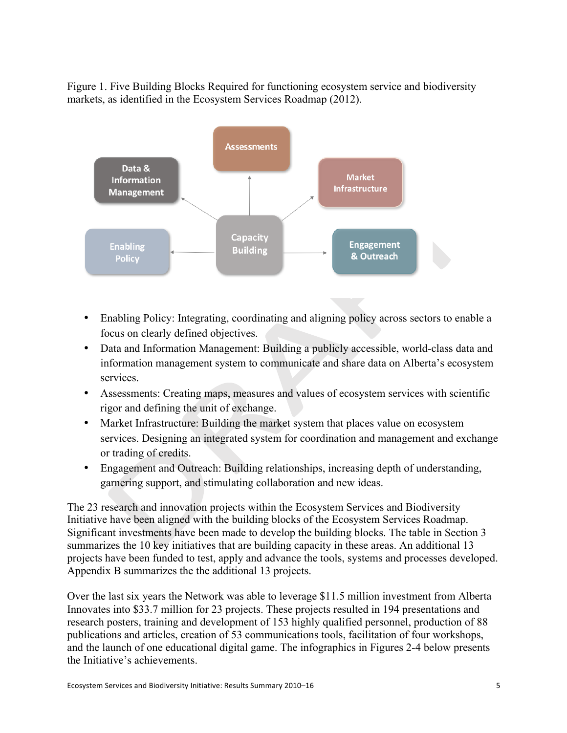Figure 1. Five Building Blocks Required for functioning ecosystem service and biodiversity markets, as identified in the Ecosystem Services Roadmap (2012).

- Enabling Policy: Integrating, coordinating and aligning policy across sectors to enable a focus on clearly defined objectives.
- Data and Information Management: Building a publicly accessible, world-class data and information management system to communicate and share data on Alberta's ecosystem services.
- Assessments: Creating maps, measures and values of ecosystem services with scientific rigor and defining the unit of exchange.
- Market Infrastructure: Building the market system that places value on ecosystem services. Designing an integrated system for coordination and management and exchange or trading of credits.
- Engagement and Outreach: Building relationships, increasing depth of understanding, garnering support, and stimulating collaboration and new ideas.

The 23 research and innovation projects within the Ecosystem Services and Biodiversity Initiative have been aligned with the building blocks of the Ecosystem Services Roadmap. Significant investments have been made to develop the building blocks. The table in Section 3 summarizes the 10 key initiatives that are building capacity in these areas. An additional 13 projects have been funded to test, apply and advance the tools, systems and processes developed. Appendix B summarizes the the additional 13 projects.

Over the last six years the Network was able to leverage $11.5 million investment from Alberta Innovates into $33.7 million for 23 projects. These projects resulted in 194 presentations and research posters, training and development of 153 highly qualified personnel, production of 88 publications and articles, creation of 53 communications tools, facilitation of four workshops, and the launch of one educational digital game. The infographics in Figures 2-4 below presents the Initiative's achievements.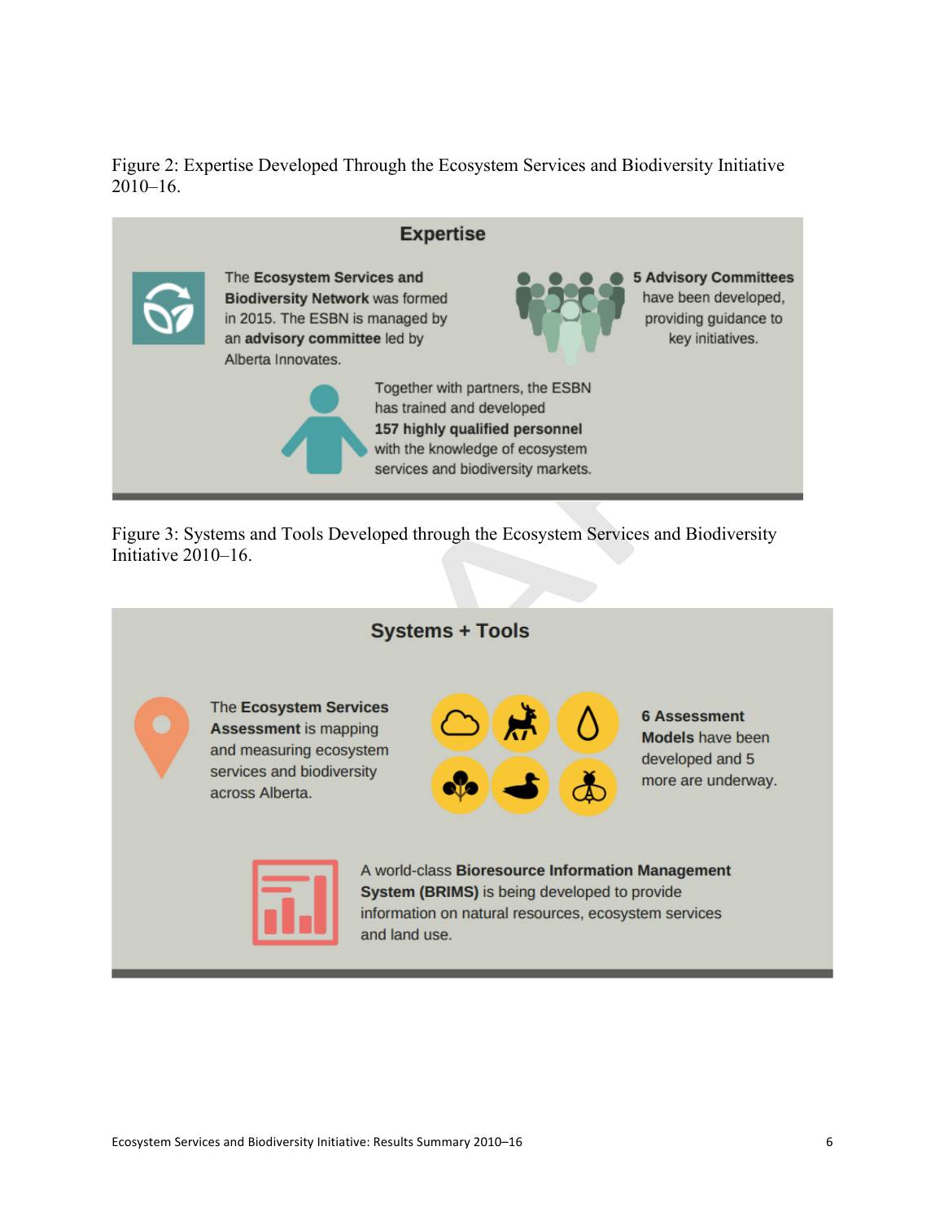Figure 2: Expertise Developed Through the Ecosystem Services and Biodiversity Initiative 2010–16.

## Expertise

The **Ecosystem Services and Biodiversity Network** was formed in 2015. The ESBN is managed by an **advisory committee** led by Alberta Innovates.

**5 Advisory Committees** have been developed, providing guidance to key initiatives.

Together with partners, the ESBN has trained and developed **157 highly qualified personnel** with the knowledge of ecosystem services and biodiversity markets.

Figure 3: Systems and Tools Developed through the Ecosystem Services and Biodiversity Initiative 2010–16.

## Systems + Tools

The **Ecosystem Services Assessment** is mapping and measuring ecosystem services and biodiversity across Alberta.

**6 Assessment Models** have been developed and 5 more are underway.

A world-class **Bioresource Information Management System (BRIMS)** is being developed to provide information on natural resources, ecosystem services and land use.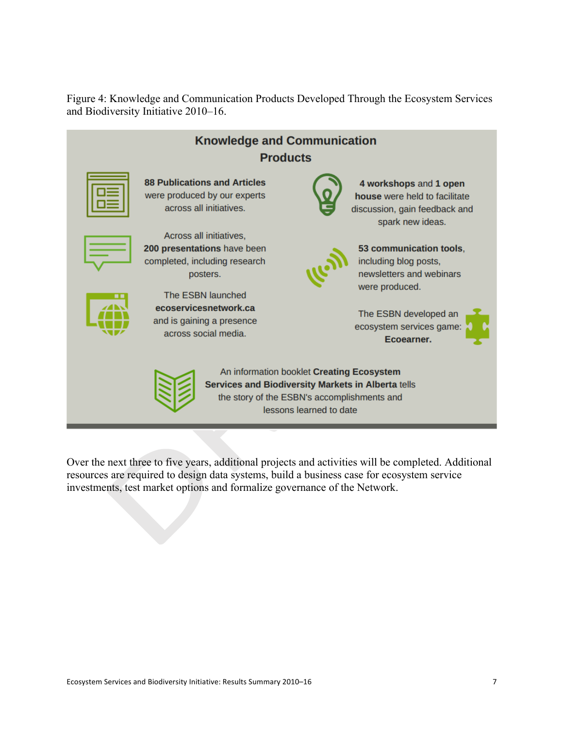Figure 4: Knowledge and Communication Products Developed Through the Ecosystem Services and Biodiversity Initiative 2010–16.

## Knowledge and Communication Products

**88 Publications and Articles** were produced by our experts across all initiatives.

Across all initiatives, **200 presentations** have been completed, including research posters.

The ESBN launched **ecoservicesnetwork.ca** and is gaining a presence across social media.

**4 workshops** and **1 open house** were held to facilitate discussion, gain feedback and spark new ideas.

**53 communication tools**, including blog posts, newsletters and webinars were produced.

The ESBN developed an ecosystem services game: **Ecoearner.**

An information booklet **Creating Ecosystem Services and Biodiversity Markets in Alberta** tells the story of the ESBN's accomplishments and lessons learned to date

Over the next three to five years, additional projects and activities will be completed. Additional resources are required to design data systems, build a business case for ecosystem service investments, test market options and formalize governance of the Network.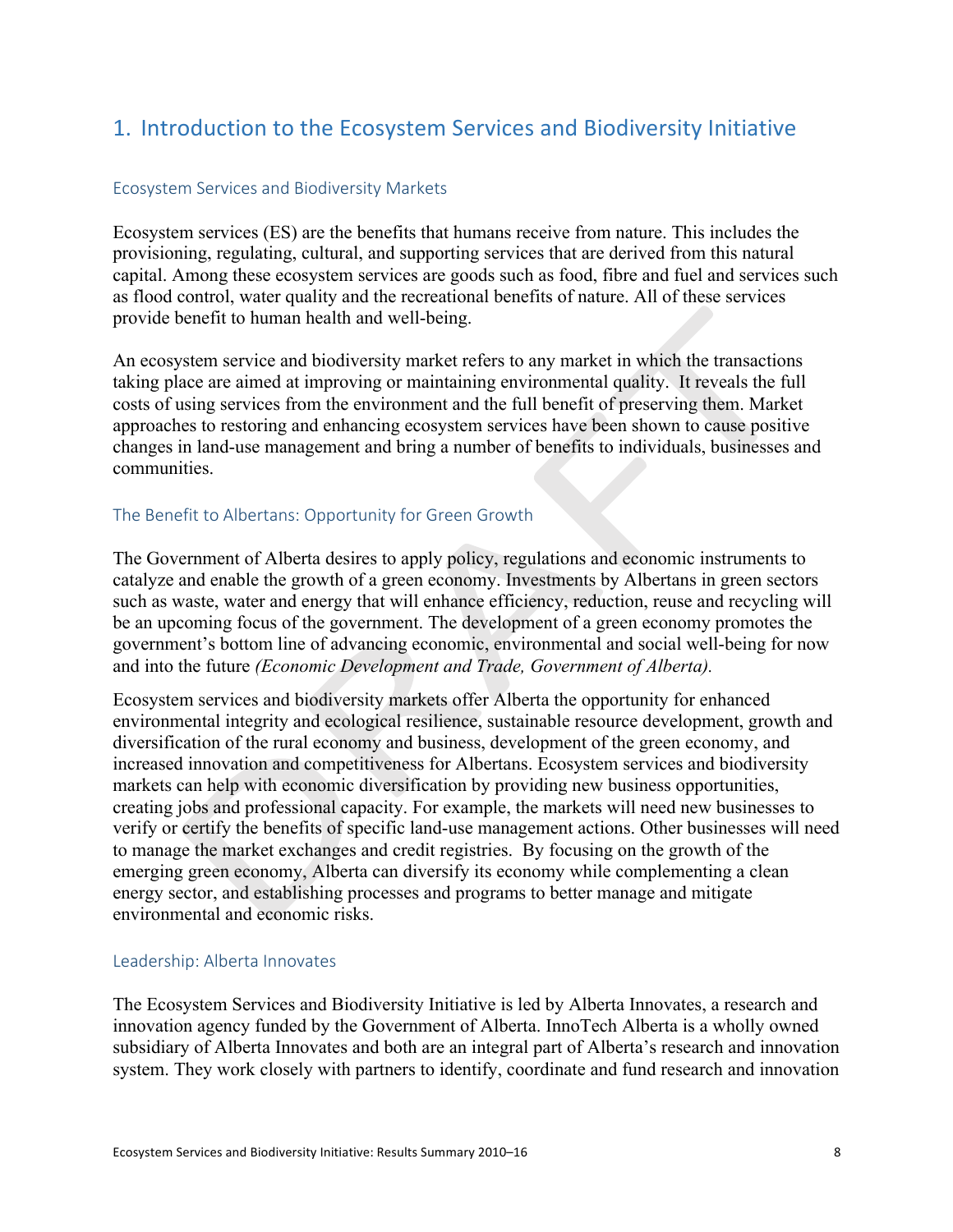# 1. Introduction to the Ecosystem Services and Biodiversity Initiative

### Ecosystem Services and Biodiversity Markets

Ecosystem services (ES) are the benefits that humans receive from nature. This includes the provisioning, regulating, cultural, and supporting services that are derived from this natural capital. Among these ecosystem services are goods such as food, fibre and fuel and services such as flood control, water quality and the recreational benefits of nature. All of these services provide benefit to human health and well-being.

An ecosystem service and biodiversity market refers to any market in which the transactions taking place are aimed at improving or maintaining environmental quality. It reveals the full costs of using services from the environment and the full benefit of preserving them. Market approaches to restoring and enhancing ecosystem services have been shown to cause positive changes in land-use management and bring a number of benefits to individuals, businesses and communities.

### The Benefit to Albertans: Opportunity for Green Growth

The Government of Alberta desires to apply policy, regulations and economic instruments to catalyze and enable the growth of a green economy. Investments by Albertans in green sectors such as waste, water and energy that will enhance efficiency, reduction, reuse and recycling will be an upcoming focus of the government. The development of a green economy promotes the government's bottom line of advancing economic, environmental and social well-being for now and into the future *(Economic Development and Trade, Government of Alberta).*

Ecosystem services and biodiversity markets offer Alberta the opportunity for enhanced environmental integrity and ecological resilience, sustainable resource development, growth and diversification of the rural economy and business, development of the green economy, and increased innovation and competitiveness for Albertans. Ecosystem services and biodiversity markets can help with economic diversification by providing new business opportunities, creating jobs and professional capacity. For example, the markets will need new businesses to verify or certify the benefits of specific land-use management actions. Other businesses will need to manage the market exchanges and credit registries. By focusing on the growth of the emerging green economy, Alberta can diversify its economy while complementing a clean energy sector, and establishing processes and programs to better manage and mitigate environmental and economic risks.

### Leadership: Alberta Innovates

The Ecosystem Services and Biodiversity Initiative is led by Alberta Innovates, a research and innovation agency funded by the Government of Alberta. InnoTech Alberta is a wholly owned subsidiary of Alberta Innovates and both are an integral part of Alberta's research and innovation system. They work closely with partners to identify, coordinate and fund research and innovation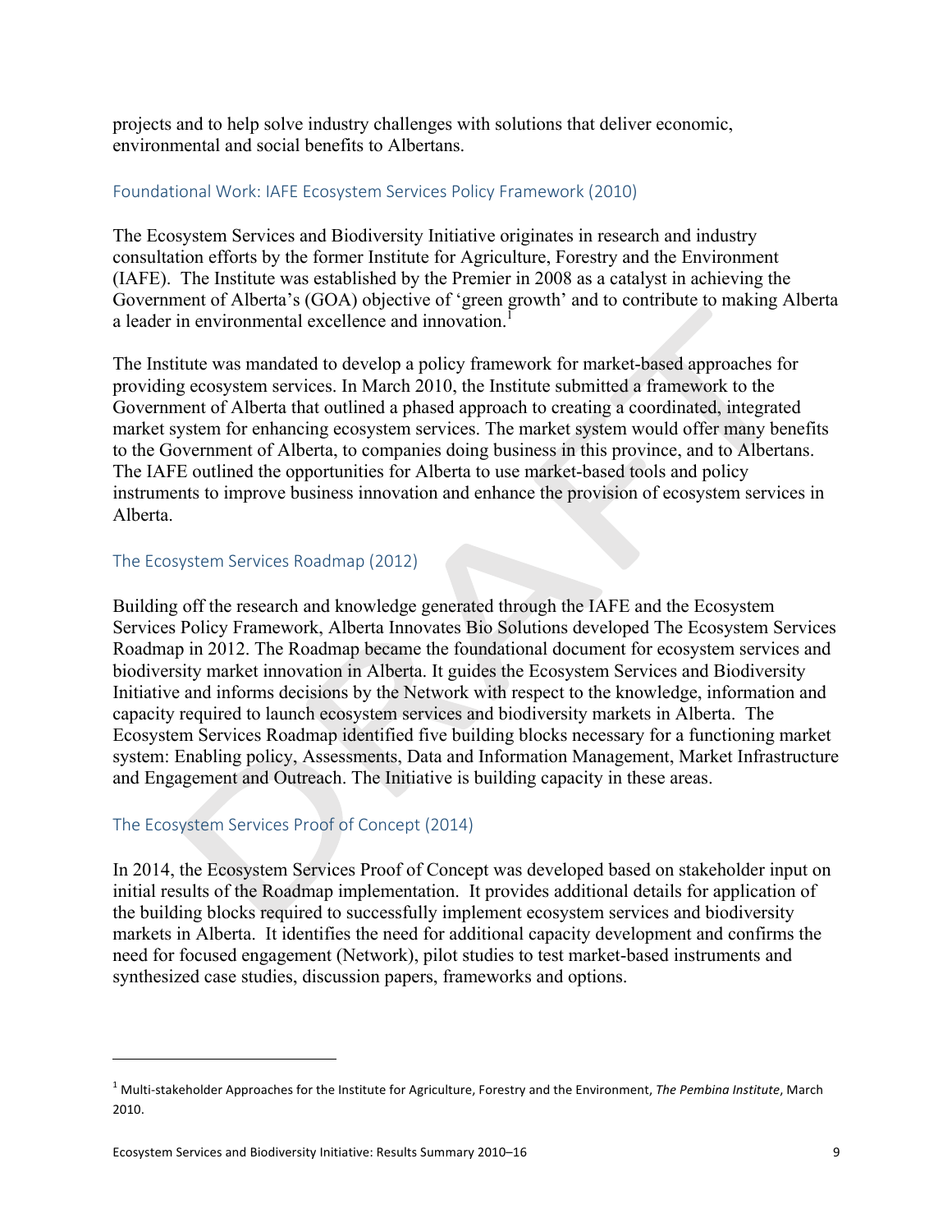projects and to help solve industry challenges with solutions that deliver economic, environmental and social benefits to Albertans.

## Foundational Work: IAFE Ecosystem Services Policy Framework (2010)

The Ecosystem Services and Biodiversity Initiative originates in research and industry consultation efforts by the former Institute for Agriculture, Forestry and the Environment (IAFE). The Institute was established by the Premier in 2008 as a catalyst in achieving the Government of Alberta's (GOA) objective of 'green growth' and to contribute to making Alberta a leader in environmental excellence and innovation.[1]

The Institute was mandated to develop a policy framework for market-based approaches for providing ecosystem services. In March 2010, the Institute submitted a framework to the Government of Alberta that outlined a phased approach to creating a coordinated, integrated market system for enhancing ecosystem services. The market system would offer many benefits to the Government of Alberta, to companies doing business in this province, and to Albertans. The IAFE outlined the opportunities for Alberta to use market-based tools and policy instruments to improve business innovation and enhance the provision of ecosystem services in Alberta.

## The Ecosystem Services Roadmap (2012)

Building off the research and knowledge generated through the IAFE and the Ecosystem Services Policy Framework, Alberta Innovates Bio Solutions developed The Ecosystem Services Roadmap in 2012. The Roadmap became the foundational document for ecosystem services and biodiversity market innovation in Alberta. It guides the Ecosystem Services and Biodiversity Initiative and informs decisions by the Network with respect to the knowledge, information and capacity required to launch ecosystem services and biodiversity markets in Alberta. The Ecosystem Services Roadmap identified five building blocks necessary for a functioning market system: Enabling policy, Assessments, Data and Information Management, Market Infrastructure and Engagement and Outreach. The Initiative is building capacity in these areas.

## The Ecosystem Services Proof of Concept (2014)

In 2014, the Ecosystem Services Proof of Concept was developed based on stakeholder input on initial results of the Roadmap implementation. It provides additional details for application of the building blocks required to successfully implement ecosystem services and biodiversity markets in Alberta. It identifies the need for additional capacity development and confirms the need for focused engagement (Network), pilot studies to test market-based instruments and synthesized case studies, discussion papers, frameworks and options.

---

[1] Multi-stakeholder Approaches for the Institute for Agriculture, Forestry and the Environment, *The Pembina Institute*, March 2010.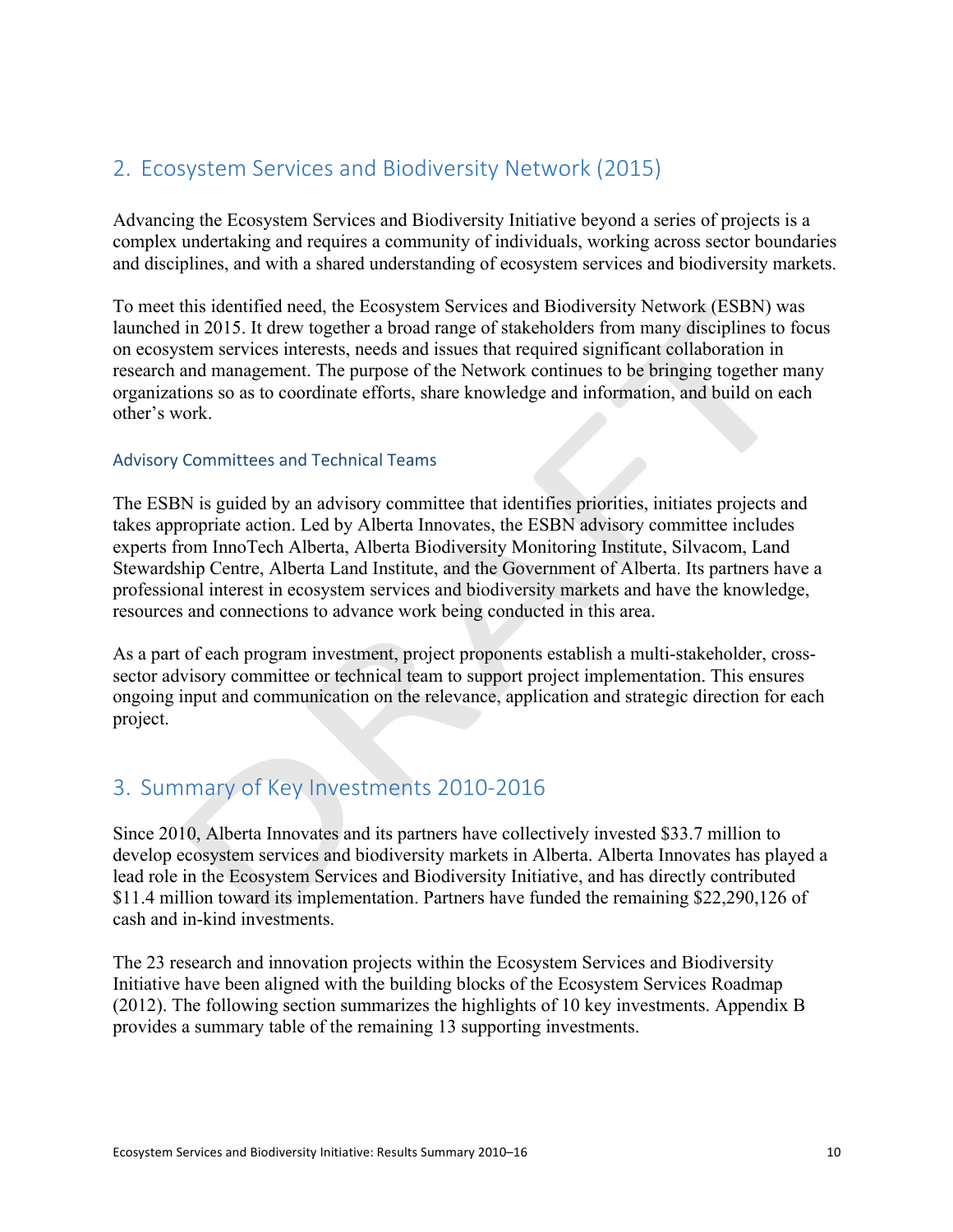## 2. Ecosystem Services and Biodiversity Network (2015)

Advancing the Ecosystem Services and Biodiversity Initiative beyond a series of projects is a complex undertaking and requires a community of individuals, working across sector boundaries and disciplines, and with a shared understanding of ecosystem services and biodiversity markets.

To meet this identified need, the Ecosystem Services and Biodiversity Network (ESBN) was launched in 2015. It drew together a broad range of stakeholders from many disciplines to focus on ecosystem services interests, needs and issues that required significant collaboration in research and management. The purpose of the Network continues to be bringing together many organizations so as to coordinate efforts, share knowledge and information, and build on each other's work.

### Advisory Committees and Technical Teams

The ESBN is guided by an advisory committee that identifies priorities, initiates projects and takes appropriate action. Led by Alberta Innovates, the ESBN advisory committee includes experts from InnoTech Alberta, Alberta Biodiversity Monitoring Institute, Silvacom, Land Stewardship Centre, Alberta Land Institute, and the Government of Alberta. Its partners have a professional interest in ecosystem services and biodiversity markets and have the knowledge, resources and connections to advance work being conducted in this area.

As a part of each program investment, project proponents establish a multi-stakeholder, cross-sector advisory committee or technical team to support project implementation. This ensures ongoing input and communication on the relevance, application and strategic direction for each project.

## 3. Summary of Key Investments 2010-2016

Since 2010, Alberta Innovates and its partners have collectively invested $33.7 million to develop ecosystem services and biodiversity markets in Alberta. Alberta Innovates has played a lead role in the Ecosystem Services and Biodiversity Initiative, and has directly contributed $11.4 million toward its implementation. Partners have funded the remaining $22,290,126 of cash and in-kind investments.

The 23 research and innovation projects within the Ecosystem Services and Biodiversity Initiative have been aligned with the building blocks of the Ecosystem Services Roadmap (2012). The following section summarizes the highlights of 10 key investments. Appendix B provides a summary table of the remaining 13 supporting investments.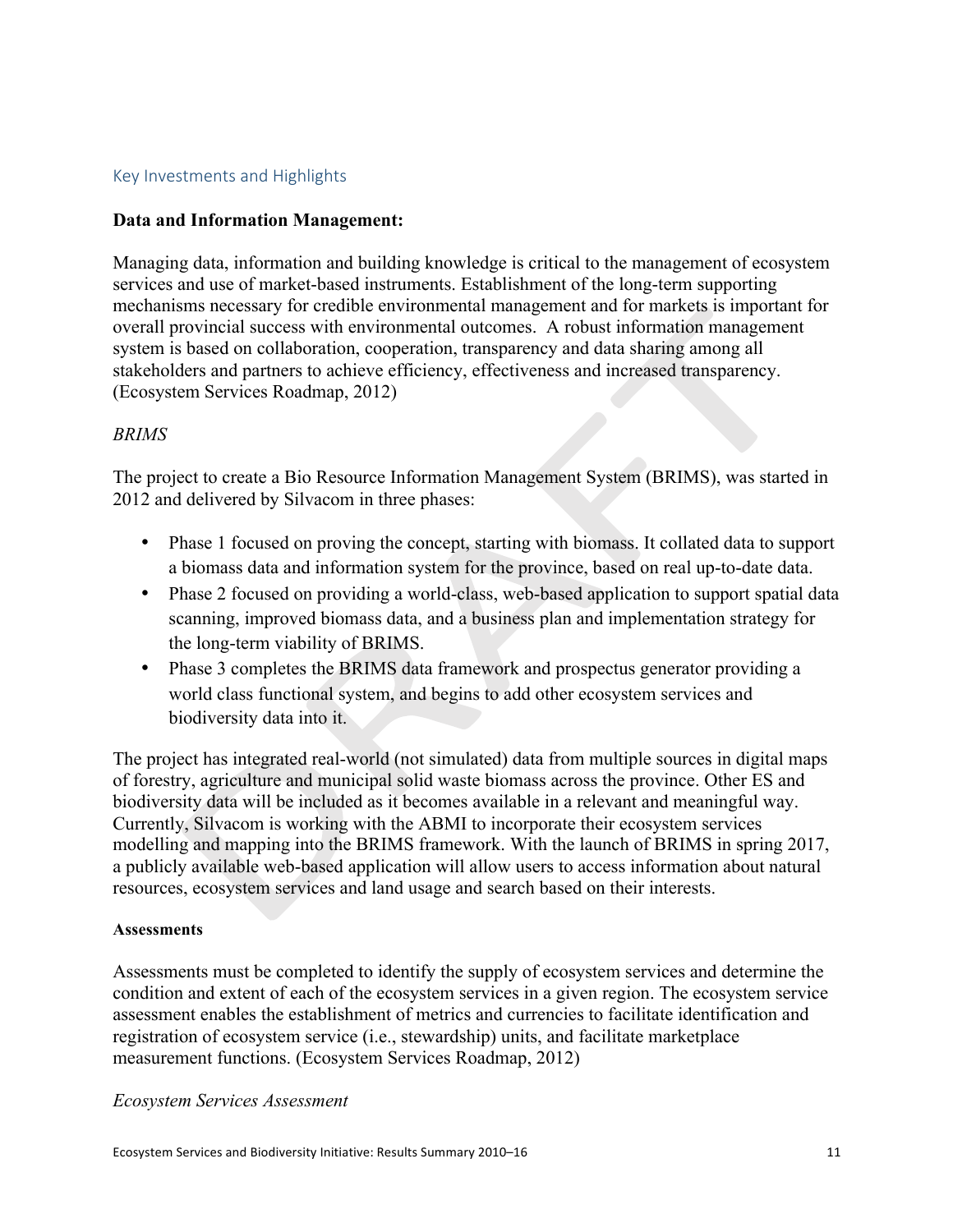## Key Investments and Highlights

**Data and Information Management:**

Managing data, information and building knowledge is critical to the management of ecosystem services and use of market-based instruments. Establishment of the long-term supporting mechanisms necessary for credible environmental management and for markets is important for overall provincial success with environmental outcomes. A robust information management system is based on collaboration, cooperation, transparency and data sharing among all stakeholders and partners to achieve efficiency, effectiveness and increased transparency. (Ecosystem Services Roadmap, 2012)

*BRIMS*

The project to create a Bio Resource Information Management System (BRIMS), was started in 2012 and delivered by Silvacom in three phases:

- Phase 1 focused on proving the concept, starting with biomass. It collated data to support a biomass data and information system for the province, based on real up-to-date data.
- Phase 2 focused on providing a world-class, web-based application to support spatial data scanning, improved biomass data, and a business plan and implementation strategy for the long-term viability of BRIMS.
- Phase 3 completes the BRIMS data framework and prospectus generator providing a world class functional system, and begins to add other ecosystem services and biodiversity data into it.

The project has integrated real-world (not simulated) data from multiple sources in digital maps of forestry, agriculture and municipal solid waste biomass across the province. Other ES and biodiversity data will be included as it becomes available in a relevant and meaningful way. Currently, Silvacom is working with the ABMI to incorporate their ecosystem services modelling and mapping into the BRIMS framework. With the launch of BRIMS in spring 2017, a publicly available web-based application will allow users to access information about natural resources, ecosystem services and land usage and search based on their interests.

**Assessments**

Assessments must be completed to identify the supply of ecosystem services and determine the condition and extent of each of the ecosystem services in a given region. The ecosystem service assessment enables the establishment of metrics and currencies to facilitate identification and registration of ecosystem service (i.e., stewardship) units, and facilitate marketplace measurement functions. (Ecosystem Services Roadmap, 2012)

*Ecosystem Services Assessment*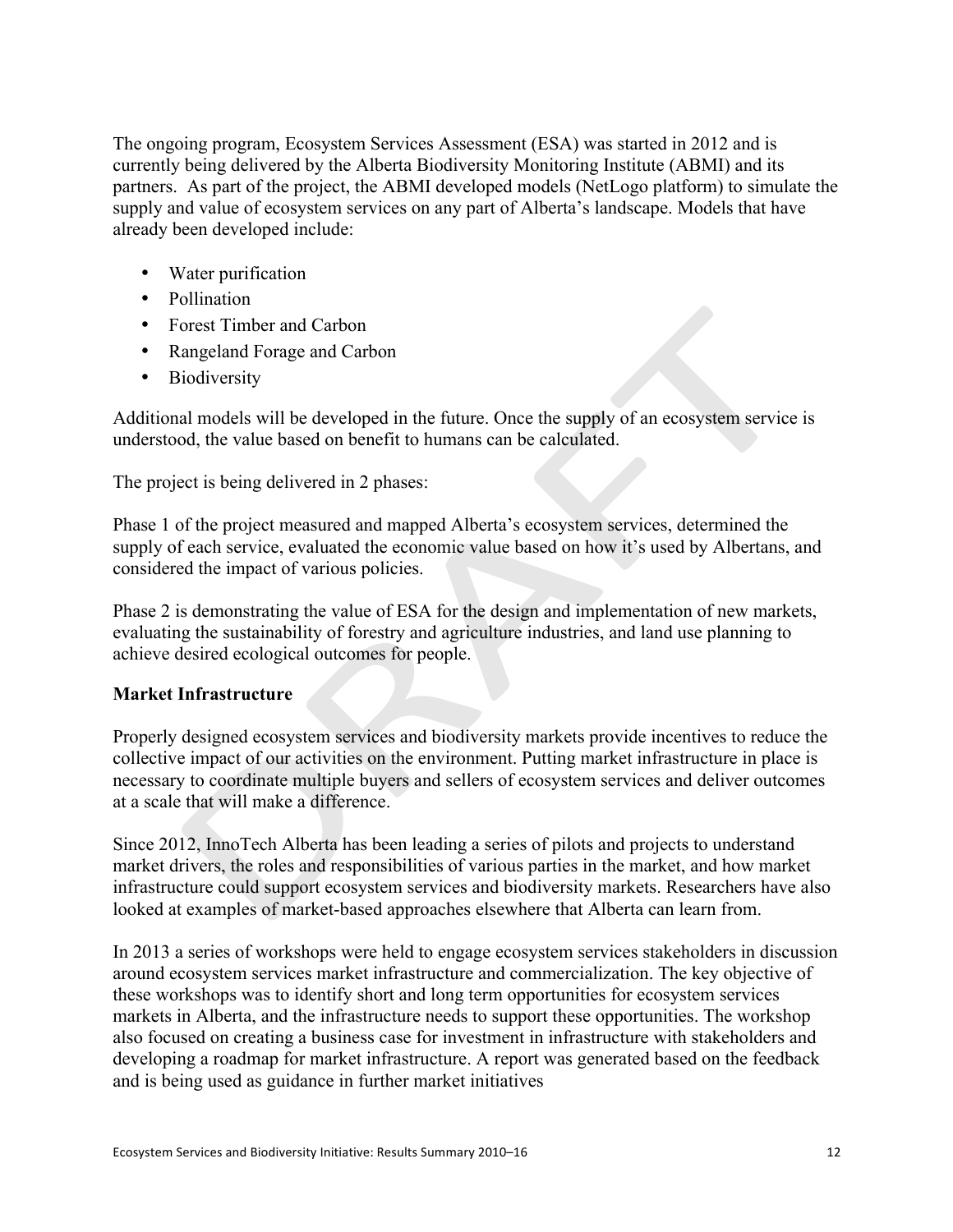The ongoing program, Ecosystem Services Assessment (ESA) was started in 2012 and is currently being delivered by the Alberta Biodiversity Monitoring Institute (ABMI) and its partners. As part of the project, the ABMI developed models (NetLogo platform) to simulate the supply and value of ecosystem services on any part of Alberta's landscape. Models that have already been developed include:

- Water purification
- Pollination
- Forest Timber and Carbon
- Rangeland Forage and Carbon
- Biodiversity

Additional models will be developed in the future. Once the supply of an ecosystem service is understood, the value based on benefit to humans can be calculated.

The project is being delivered in 2 phases:

Phase 1 of the project measured and mapped Alberta's ecosystem services, determined the supply of each service, evaluated the economic value based on how it's used by Albertans, and considered the impact of various policies.

Phase 2 is demonstrating the value of ESA for the design and implementation of new markets, evaluating the sustainability of forestry and agriculture industries, and land use planning to achieve desired ecological outcomes for people.

**Market Infrastructure**

Properly designed ecosystem services and biodiversity markets provide incentives to reduce the collective impact of our activities on the environment. Putting market infrastructure in place is necessary to coordinate multiple buyers and sellers of ecosystem services and deliver outcomes at a scale that will make a difference.

Since 2012, InnoTech Alberta has been leading a series of pilots and projects to understand market drivers, the roles and responsibilities of various parties in the market, and how market infrastructure could support ecosystem services and biodiversity markets. Researchers have also looked at examples of market-based approaches elsewhere that Alberta can learn from.

In 2013 a series of workshops were held to engage ecosystem services stakeholders in discussion around ecosystem services market infrastructure and commercialization. The key objective of these workshops was to identify short and long term opportunities for ecosystem services markets in Alberta, and the infrastructure needs to support these opportunities. The workshop also focused on creating a business case for investment in infrastructure with stakeholders and developing a roadmap for market infrastructure. A report was generated based on the feedback and is being used as guidance in further market initiatives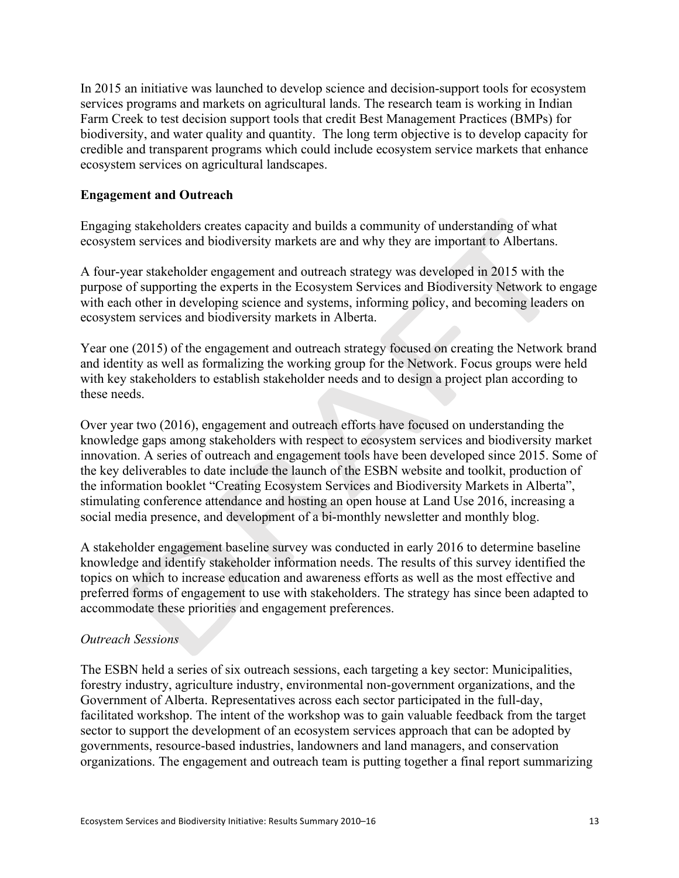In 2015 an initiative was launched to develop science and decision-support tools for ecosystem services programs and markets on agricultural lands. The research team is working in Indian Farm Creek to test decision support tools that credit Best Management Practices (BMPs) for biodiversity, and water quality and quantity. The long term objective is to develop capacity for credible and transparent programs which could include ecosystem service markets that enhance ecosystem services on agricultural landscapes.

**Engagement and Outreach**

Engaging stakeholders creates capacity and builds a community of understanding of what ecosystem services and biodiversity markets are and why they are important to Albertans.

A four-year stakeholder engagement and outreach strategy was developed in 2015 with the purpose of supporting the experts in the Ecosystem Services and Biodiversity Network to engage with each other in developing science and systems, informing policy, and becoming leaders on ecosystem services and biodiversity markets in Alberta.

Year one (2015) of the engagement and outreach strategy focused on creating the Network brand and identity as well as formalizing the working group for the Network. Focus groups were held with key stakeholders to establish stakeholder needs and to design a project plan according to these needs.

Over year two (2016), engagement and outreach efforts have focused on understanding the knowledge gaps among stakeholders with respect to ecosystem services and biodiversity market innovation. A series of outreach and engagement tools have been developed since 2015. Some of the key deliverables to date include the launch of the ESBN website and toolkit, production of the information booklet "Creating Ecosystem Services and Biodiversity Markets in Alberta", stimulating conference attendance and hosting an open house at Land Use 2016, increasing a social media presence, and development of a bi-monthly newsletter and monthly blog.

A stakeholder engagement baseline survey was conducted in early 2016 to determine baseline knowledge and identify stakeholder information needs. The results of this survey identified the topics on which to increase education and awareness efforts as well as the most effective and preferred forms of engagement to use with stakeholders. The strategy has since been adapted to accommodate these priorities and engagement preferences.

*Outreach Sessions*

The ESBN held a series of six outreach sessions, each targeting a key sector: Municipalities, forestry industry, agriculture industry, environmental non-government organizations, and the Government of Alberta. Representatives across each sector participated in the full-day, facilitated workshop. The intent of the workshop was to gain valuable feedback from the target sector to support the development of an ecosystem services approach that can be adopted by governments, resource-based industries, landowners and land managers, and conservation organizations. The engagement and outreach team is putting together a final report summarizing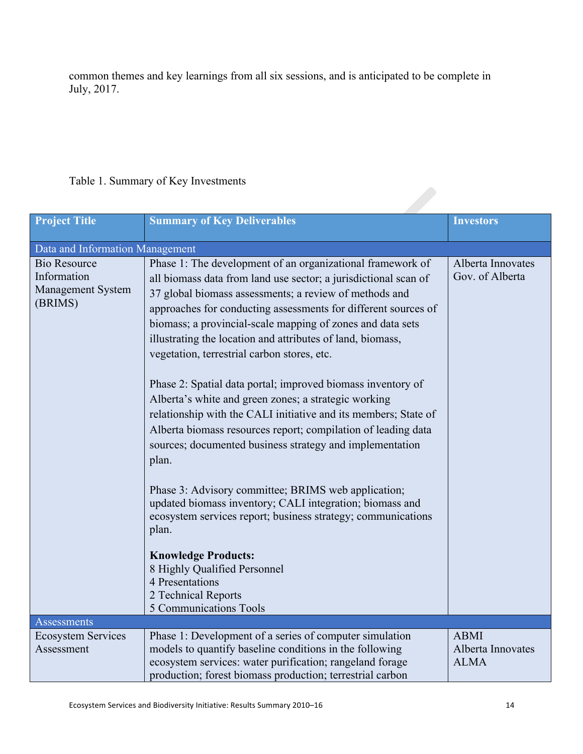common themes and key learnings from all six sessions, and is anticipated to be complete in July, 2017.

Table 1. Summary of Key Investments

| Project Title | Summary of Key Deliverables | Investors |
|---|---|---|
| **Data and Information Management** | | |
| Bio Resource Information Management System (BRIMS) | Phase 1: The development of an organizational framework of all biomass data from land use sector; a jurisdictional scan of 37 global biomass assessments; a review of methods and approaches for conducting assessments for different sources of biomass; a provincial-scale mapping of zones and data sets illustrating the location and attributes of land, biomass, vegetation, terrestrial carbon stores, etc.<br><br>Phase 2: Spatial data portal; improved biomass inventory of Alberta's white and green zones; a strategic working relationship with the CALI initiative and its members; State of Alberta biomass resources report; compilation of leading data sources; documented business strategy and implementation plan.<br><br>Phase 3: Advisory committee; BRIMS web application; updated biomass inventory; CALI integration; biomass and ecosystem services report; business strategy; communications plan.<br><br>**Knowledge Products:**<br>8 Highly Qualified Personnel<br>4 Presentations<br>2 Technical Reports<br>5 Communications Tools | Alberta Innovates<br>Gov. of Alberta |
| **Assessments** | | |
| Ecosystem Services Assessment | Phase 1: Development of a series of computer simulation models to quantify baseline conditions in the following ecosystem services: water purification; rangeland forage production; forest biomass production; terrestrial carbon | ABMI<br>Alberta Innovates<br>ALMA |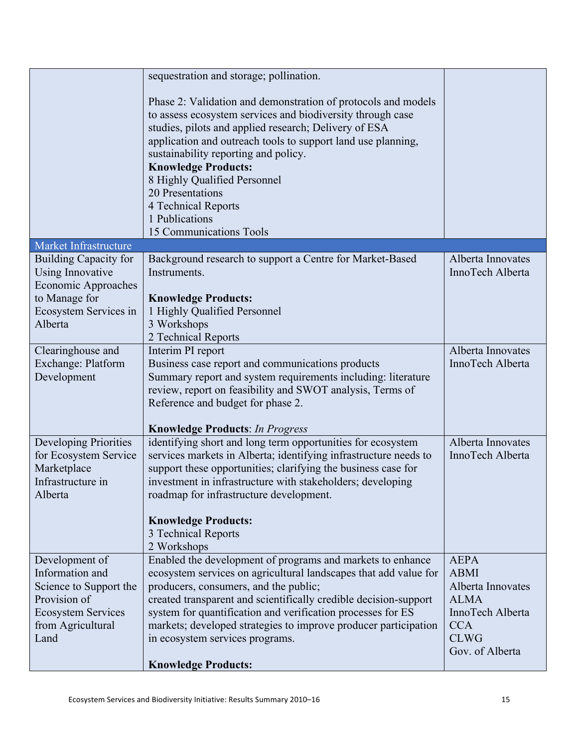| | | |
|---|---|---|
| | sequestration and storage; pollination.<br><br>Phase 2: Validation and demonstration of protocols and models to assess ecosystem services and biodiversity through case studies, pilots and applied research; Delivery of ESA application and outreach tools to support land use planning, sustainability reporting and policy.<br>**Knowledge Products:**<br>8 Highly Qualified Personnel<br>20 Presentations<br>4 Technical Reports<br>1 Publications<br>15 Communications Tools | |
| Market Infrastructure | | |
| Building Capacity for Using Innovative Economic Approaches to Manage for Ecosystem Services in Alberta | Background research to support a Centre for Market-Based Instruments.<br><br>**Knowledge Products:**<br>1 Highly Qualified Personnel<br>3 Workshops<br>2 Technical Reports | Alberta Innovates InnoTech Alberta |
| Clearinghouse and Exchange: Platform Development | Interim PI report<br>Business case report and communications products<br>Summary report and system requirements including: literature review, report on feasibility and SWOT analysis, Terms of Reference and budget for phase 2.<br><br>**Knowledge Products**: *In Progress* | Alberta Innovates InnoTech Alberta |
| Developing Priorities for Ecosystem Service Marketplace Infrastructure in Alberta | identifying short and long term opportunities for ecosystem services markets in Alberta; identifying infrastructure needs to support these opportunities; clarifying the business case for investment in infrastructure with stakeholders; developing roadmap for infrastructure development.<br><br>**Knowledge Products:**<br>3 Technical Reports<br>2 Workshops | Alberta Innovates InnoTech Alberta |
| Development of Information and Science to Support the Provision of Ecosystem Services from Agricultural Land | Enabled the development of programs and markets to enhance ecosystem services on agricultural landscapes that add value for producers, consumers, and the public;<br>created transparent and scientifically credible decision-support system for quantification and verification processes for ES markets; developed strategies to improve producer participation in ecosystem services programs.<br><br>**Knowledge Products:** | AEPA<br>ABMI<br>Alberta Innovates<br>ALMA<br>InnoTech Alberta<br>CCA<br>CLWG<br>Gov. of Alberta |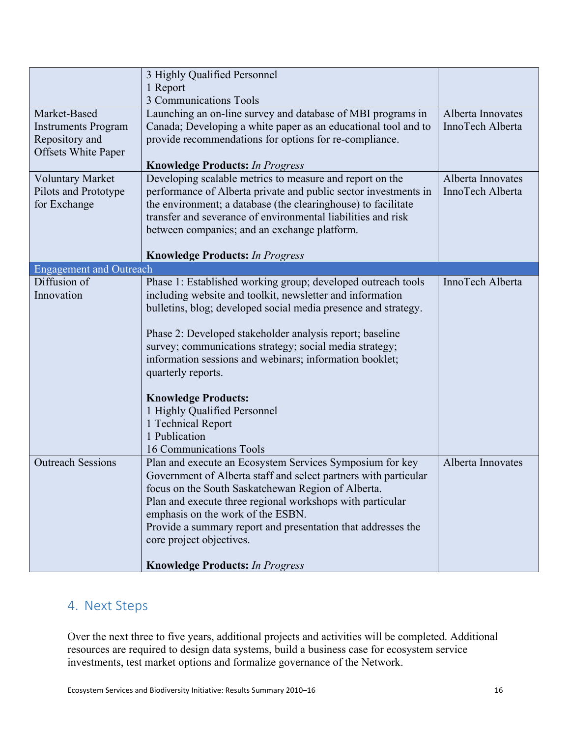| | | |
|---|---|---|
| | 3 Highly Qualified Personnel<br>1 Report<br>3 Communications Tools | |
| Market-Based Instruments Program Repository and Offsets White Paper | Launching an on-line survey and database of MBI programs in Canada; Developing a white paper as an educational tool and to provide recommendations for options for re-compliance.<br><br>**Knowledge Products:** *In Progress* | Alberta Innovates<br>InnoTech Alberta |
| Voluntary Market Pilots and Prototype for Exchange | Developing scalable metrics to measure and report on the performance of Alberta private and public sector investments in the environment; a database (the clearinghouse) to facilitate transfer and severance of environmental liabilities and risk between companies; and an exchange platform.<br><br>**Knowledge Products:** *In Progress* | Alberta Innovates<br>InnoTech Alberta |
| Engagement and Outreach | | |
| Diffusion of Innovation | Phase 1: Established working group; developed outreach tools including website and toolkit, newsletter and information bulletins, blog; developed social media presence and strategy.<br><br>Phase 2: Developed stakeholder analysis report; baseline survey; communications strategy; social media strategy; information sessions and webinars; information booklet; quarterly reports.<br><br>**Knowledge Products:**<br>1 Highly Qualified Personnel<br>1 Technical Report<br>1 Publication<br>16 Communications Tools | InnoTech Alberta |
| Outreach Sessions | Plan and execute an Ecosystem Services Symposium for key Government of Alberta staff and select partners with particular focus on the South Saskatchewan Region of Alberta.<br>Plan and execute three regional workshops with particular emphasis on the work of the ESBN.<br>Provide a summary report and presentation that addresses the core project objectives.<br><br>**Knowledge Products:** *In Progress* | Alberta Innovates |

## 4. Next Steps

Over the next three to five years, additional projects and activities will be completed. Additional resources are required to design data systems, build a business case for ecosystem service investments, test market options and formalize governance of the Network.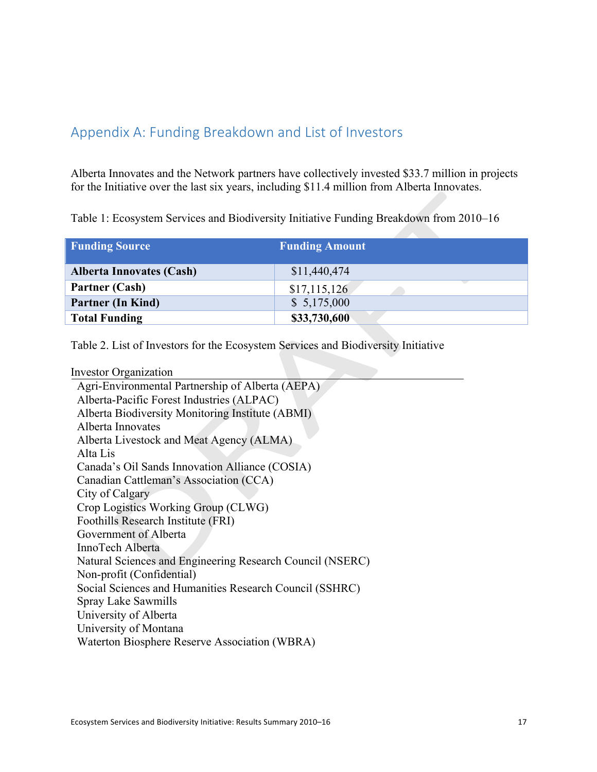## Appendix A: Funding Breakdown and List of Investors

Alberta Innovates and the Network partners have collectively invested $33.7 million in projects for the Initiative over the last six years, including $11.4 million from Alberta Innovates.

Table 1: Ecosystem Services and Biodiversity Initiative Funding Breakdown from 2010–16

| Funding Source | Funding Amount |
|---|---|
| **Alberta Innovates (Cash)** | $11,440,474 |
| **Partner (Cash)** | $17,115,126 |
| **Partner (In Kind)** | $ 5,175,000 |
| **Total Funding** | **$33,730,600** |

Table 2. List of Investors for the Ecosystem Services and Biodiversity Initiative

| Investor Organization |
|---|
| Agri-Environmental Partnership of Alberta (AEPA) |
| Alberta-Pacific Forest Industries (ALPAC) |
| Alberta Biodiversity Monitoring Institute (ABMI) |
| Alberta Innovates |
| Alberta Livestock and Meat Agency (ALMA) |
| Alta Lis |
| Canada's Oil Sands Innovation Alliance (COSIA) |
| Canadian Cattleman's Association (CCA) |
| City of Calgary |
| Crop Logistics Working Group (CLWG) |
| Foothills Research Institute (FRI) |
| Government of Alberta |
| InnoTech Alberta |
| Natural Sciences and Engineering Research Council (NSERC) |
| Non-profit (Confidential) |
| Social Sciences and Humanities Research Council (SSHRC) |
| Spray Lake Sawmills |
| University of Alberta |
| University of Montana |
| Waterton Biosphere Reserve Association (WBRA) |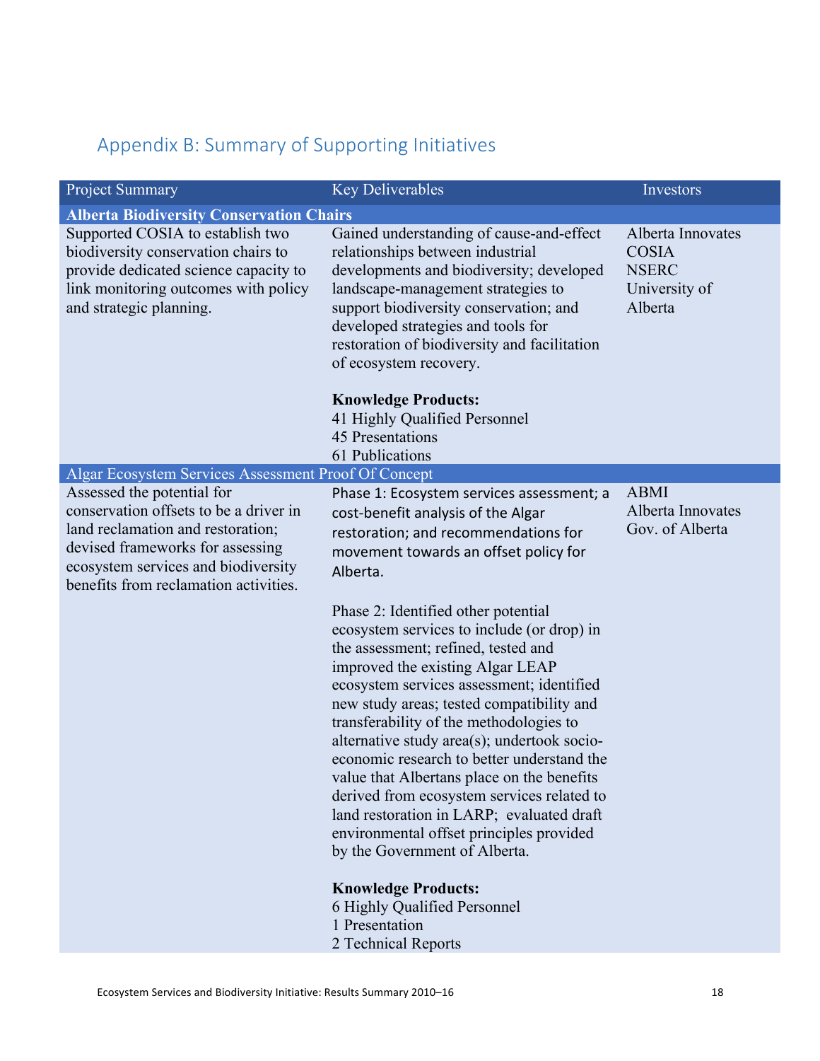## Appendix B: Summary of Supporting Initiatives

| Project Summary | Key Deliverables | Investors |
|---|---|---|
| **Alberta Biodiversity Conservation Chairs** | | |
| Supported COSIA to establish two biodiversity conservation chairs to provide dedicated science capacity to link monitoring outcomes with policy and strategic planning. | Gained understanding of cause-and-effect relationships between industrial developments and biodiversity; developed landscape-management strategies to support biodiversity conservation; and developed strategies and tools for restoration of biodiversity and facilitation of ecosystem recovery.<br><br>**Knowledge Products:**<br>41 Highly Qualified Personnel<br>45 Presentations<br>61 Publications | Alberta Innovates<br>COSIA<br>NSERC<br>University of Alberta |
| Algar Ecosystem Services Assessment Proof Of Concept | | |
| Assessed the potential for conservation offsets to be a driver in land reclamation and restoration; devised frameworks for assessing ecosystem services and biodiversity benefits from reclamation activities. | Phase 1: Ecosystem services assessment; a cost-benefit analysis of the Algar restoration; and recommendations for movement towards an offset policy for Alberta.<br><br>Phase 2: Identified other potential ecosystem services to include (or drop) in the assessment; refined, tested and improved the existing Algar LEAP ecosystem services assessment; identified new study areas; tested compatibility and transferability of the methodologies to alternative study area(s); undertook socio-economic research to better understand the value that Albertans place on the benefits derived from ecosystem services related to land restoration in LARP; evaluated draft environmental offset principles provided by the Government of Alberta.<br><br>**Knowledge Products:**<br>6 Highly Qualified Personnel<br>1 Presentation<br>2 Technical Reports | ABMI<br>Alberta Innovates<br>Gov. of Alberta |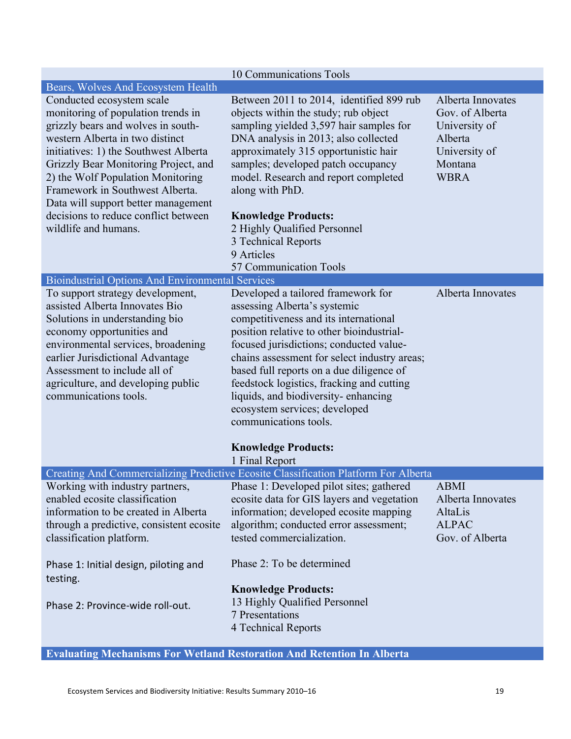| | | |
|---|---|---|
| | 10 Communications Tools | |
| **Bears, Wolves And Ecosystem Health** | | |
| Conducted ecosystem scale monitoring of population trends in grizzly bears and wolves in south-western Alberta in two distinct initiatives: 1) the Southwest Alberta Grizzly Bear Monitoring Project, and 2) the Wolf Population Monitoring Framework in Southwest Alberta. Data will support better management decisions to reduce conflict between wildlife and humans. | Between 2011 to 2014, identified 899 rub objects within the study; rub object sampling yielded 3,597 hair samples for DNA analysis in 2013; also collected approximately 315 opportunistic hair samples; developed patch occupancy model. Research and report completed along with PhD.<br><br>**Knowledge Products:**<br>2 Highly Qualified Personnel<br>3 Technical Reports<br>9 Articles<br>57 Communication Tools | Alberta Innovates<br>Gov. of Alberta<br>University of Alberta<br>University of Montana<br>WBRA |
| **Bioindustrial Options And Environmental Services** | | |
| To support strategy development, assisted Alberta Innovates Bio Solutions in understanding bio economy opportunities and environmental services, broadening earlier Jurisdictional Advantage Assessment to include all of agriculture, and developing public communications tools. | Developed a tailored framework for assessing Alberta's systemic competitiveness and its international position relative to other bioindustrial-focused jurisdictions; conducted value-chains assessment for select industry areas; based full reports on a due diligence of feedstock logistics, fracking and cutting liquids, and biodiversity- enhancing ecosystem services; developed communications tools.<br><br>**Knowledge Products:**<br>1 Final Report | Alberta Innovates |
| **Creating And Commercializing Predictive Ecosite Classification Platform For Alberta** | | |
| Working with industry partners, enabled ecosite classification information to be created in Alberta through a predictive, consistent ecosite classification platform.<br><br>Phase 1: Initial design, piloting and testing.<br><br>Phase 2: Province-wide roll-out. | Phase 1: Developed pilot sites; gathered ecosite data for GIS layers and vegetation information; developed ecosite mapping algorithm; conducted error assessment; tested commercialization.<br><br>Phase 2: To be determined<br><br>**Knowledge Products:**<br>13 Highly Qualified Personnel<br>7 Presentations<br>4 Technical Reports | ABMI<br>Alberta Innovates<br>AltaLis<br>ALPAC<br>Gov. of Alberta |
| **Evaluating Mechanisms For Wetland Restoration And Retention In Alberta** | | |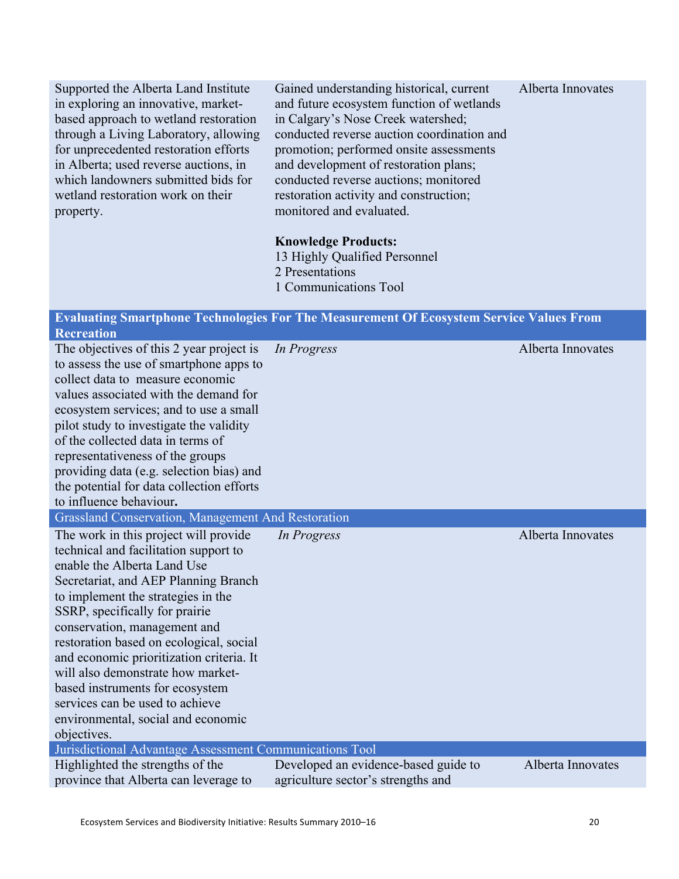| | | |
|---|---|---|
| Supported the Alberta Land Institute in exploring an innovative, market-based approach to wetland restoration through a Living Laboratory, allowing for unprecedented restoration efforts in Alberta; used reverse auctions, in which landowners submitted bids for wetland restoration work on their property. | Gained understanding historical, current and future ecosystem function of wetlands in Calgary's Nose Creek watershed; conducted reverse auction coordination and promotion; performed onsite assessments and development of restoration plans; conducted reverse auctions; monitored restoration activity and construction; monitored and evaluated.<br><br>**Knowledge Products:**<br>13 Highly Qualified Personnel<br>2 Presentations<br>1 Communications Tool | Alberta Innovates |
| **Evaluating Smartphone Technologies For The Measurement Of Ecosystem Service Values From Recreation** | | |
| The objectives of this 2 year project is to assess the use of smartphone apps to collect data to measure economic values associated with the demand for ecosystem services; and to use a small pilot study to investigate the validity of the collected data in terms of representativeness of the groups providing data (e.g. selection bias) and the potential for data collection efforts to influence behaviour. | *In Progress* | Alberta Innovates |
| Grassland Conservation, Management And Restoration | | |
| The work in this project will provide technical and facilitation support to enable the Alberta Land Use Secretariat, and AEP Planning Branch to implement the strategies in the SSRP, specifically for prairie conservation, management and restoration based on ecological, social and economic prioritization criteria. It will also demonstrate how market-based instruments for ecosystem services can be used to achieve environmental, social and economic objectives. | *In Progress* | Alberta Innovates |
| Jurisdictional Advantage Assessment Communications Tool | | |
| Highlighted the strengths of the province that Alberta can leverage to | Developed an evidence-based guide to agriculture sector's strengths and | Alberta Innovates |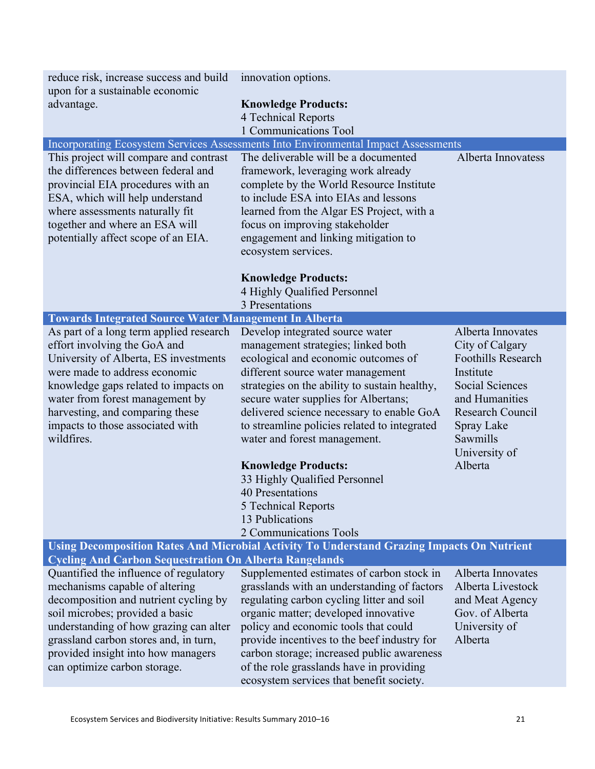| | | |
|---|---|---|
| reduce risk, increase success and build upon for a sustainable economic advantage. | innovation options.<br><br>**Knowledge Products:**<br>4 Technical Reports<br>1 Communications Tool | |
| Incorporating Ecosystem Services Assessments Into Environmental Impact Assessments | | |
| This project will compare and contrast the differences between federal and provincial EIA procedures with an ESA, which will help understand where assessments naturally fit together and where an ESA will potentially affect scope of an EIA. | The deliverable will be a documented framework, leveraging work already complete by the World Resource Institute to include ESA into EIAs and lessons learned from the Algar ES Project, with a focus on improving stakeholder engagement and linking mitigation to ecosystem services.<br><br>**Knowledge Products:**<br>4 Highly Qualified Personnel<br>3 Presentations | Alberta Innovatess |
| **Towards Integrated Source Water Management In Alberta** | | |
| As part of a long term applied research effort involving the GoA and University of Alberta, ES investments were made to address economic knowledge gaps related to impacts on water from forest management by harvesting, and comparing these impacts to those associated with wildfires. | Develop integrated source water management strategies; linked both ecological and economic outcomes of different source water management strategies on the ability to sustain healthy, secure water supplies for Albertans; delivered science necessary to enable GoA to streamline policies related to integrated water and forest management.<br><br>**Knowledge Products:**<br>33 Highly Qualified Personnel<br>40 Presentations<br>5 Technical Reports<br>13 Publications<br>2 Communications Tools | Alberta Innovates<br>City of Calgary<br>Foothills Research Institute<br>Social Sciences and Humanities Research Council<br>Spray Lake Sawmills<br>University of Alberta |
| **Using Decomposition Rates And Microbial Activity To Understand Grazing Impacts On Nutrient Cycling And Carbon Sequestration On Alberta Rangelands** | | |
| Quantified the influence of regulatory mechanisms capable of altering decomposition and nutrient cycling by soil microbes; provided a basic understanding of how grazing can alter grassland carbon stores and, in turn, provided insight into how managers can optimize carbon storage. | Supplemented estimates of carbon stock in grasslands with an understanding of factors regulating carbon cycling litter and soil organic matter; developed innovative policy and economic tools that could provide incentives to the beef industry for carbon storage; increased public awareness of the role grasslands have in providing ecosystem services that benefit society. | Alberta Innovates<br>Alberta Livestock and Meat Agency<br>Gov. of Alberta<br>University of Alberta |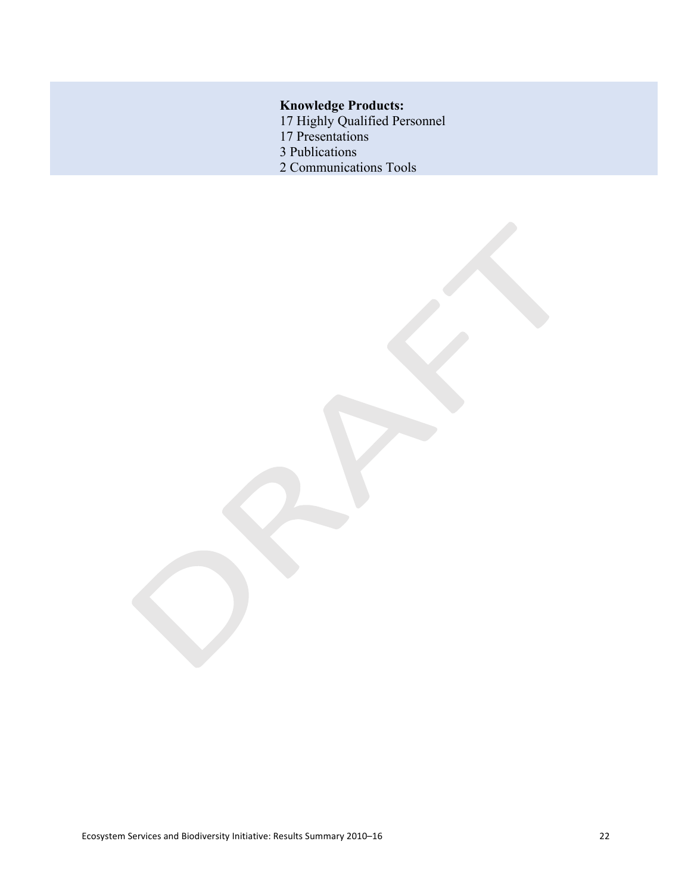**Knowledge Products:**
17 Highly Qualified Personnel
17 Presentations
3 Publications
2 Communications Tools